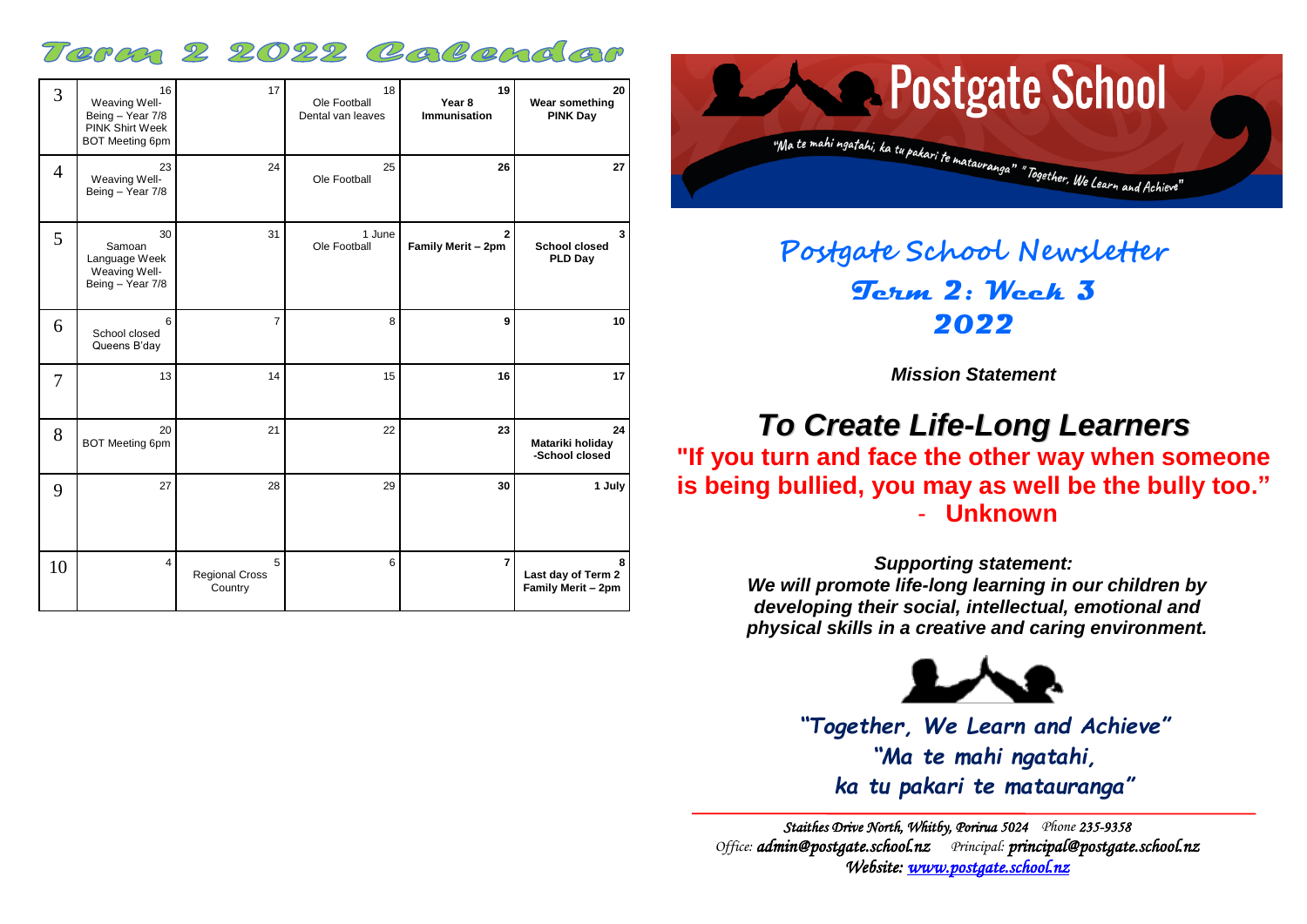# Term 2 2022 Calendar

| Week | Mon | Tue | Wed | Thu | Fri |
|---|---|---|---|---|---|
| 3 | 16 Weaving Well-Being – Year 7/8 PINK Shirt Week BOT Meeting 6pm | 17 | 18 Ole Football Dental van leaves | **19 Year 8 Immunisation** | **20 Wear something PINK Day** |
| 4 | 23 Weaving Well-Being – Year 7/8 | 24 | 25 Ole Football | **26** | **27** |
| 5 | 30 Samoan Language Week Weaving Well-Being – Year 7/8 | 31 | 1 June Ole Football | **2 Family Merit – 2pm** | **3 School closed PLD Day** |
| 6 | 6 School closed Queens B'day | 7 | 8 | **9** | **10** |
| 7 | 13 | 14 | 15 | **16** | **17** |
| 8 | 20 BOT Meeting 6pm | 21 | 22 | **23** | **24 Matariki holiday -School closed** |
| 9 | 27 | 28 | 29 | **30** | **1 July** |
| 10 | 4 | 5 Regional Cross Country | 6 | **7** | **8 Last day of Term 2 Family Merit – 2pm** |

# Postgate School

"Ma te mahi ngatahi, ka tu pakari te matauranga" "Together, We Learn and Achieve"

## Postgate School Newsletter

## Term 2: Week 3

## 2022

***Mission Statement***

## *To Create Life-Long Learners*

**"If you turn and face the other way when someone is being bullied, you may as well be the bully too."**
- **Unknown**

***Supporting statement:***
***We will promote life-long learning in our children by developing their social, intellectual, emotional and physical skills in a creative and caring environment.***

***"Together, We Learn and Achieve"***
***"Ma te mahi ngatahi,***
***ka tu pakari te matauranga"***

*Staithes Drive North, Whitby, Porirua 5024 Phone 235-9358*
*Office: **admin@postgate.school.nz** Principal: **principal@postgate.school.nz***
*Website: [www.postgate.school.nz](www.postgate.school.nz)*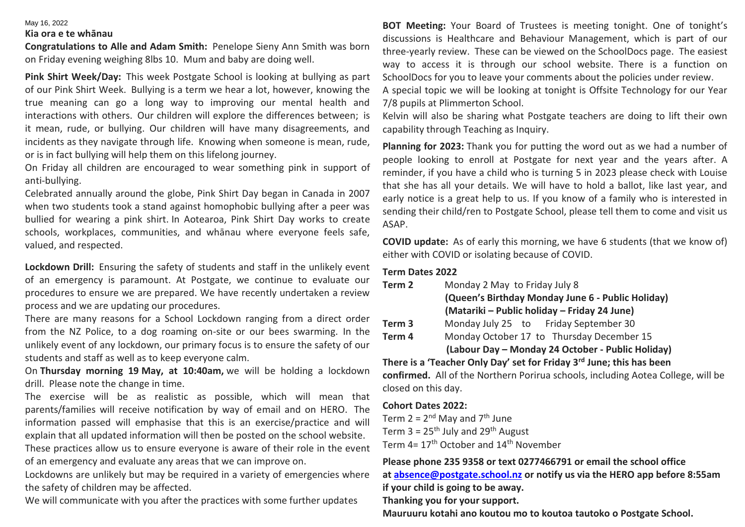May 16, 2022

**Kia ora e te whānau**

**Congratulations to Alle and Adam Smith:** Penelope Sieny Ann Smith was born on Friday evening weighing 8lbs 10. Mum and baby are doing well.

**Pink Shirt Week/Day:** This week Postgate School is looking at bullying as part of our Pink Shirt Week. Bullying is a term we hear a lot, however, knowing the true meaning can go a long way to improving our mental health and interactions with others. Our children will explore the differences between; is it mean, rude, or bullying. Our children will have many disagreements, and incidents as they navigate through life. Knowing when someone is mean, rude, or is in fact bullying will help them on this lifelong journey.

On Friday all children are encouraged to wear something pink in support of anti-bullying.

Celebrated annually around the globe, Pink Shirt Day began in Canada in 2007 when two students took a stand against homophobic bullying after a peer was bullied for wearing a pink shirt. In Aotearoa, Pink Shirt Day works to create schools, workplaces, communities, and whānau where everyone feels safe, valued, and respected.

**Lockdown Drill:** Ensuring the safety of students and staff in the unlikely event of an emergency is paramount. At Postgate, we continue to evaluate our procedures to ensure we are prepared. We have recently undertaken a review process and we are updating our procedures.

There are many reasons for a School Lockdown ranging from a direct order from the NZ Police, to a dog roaming on-site or our bees swarming. In the unlikely event of any lockdown, our primary focus is to ensure the safety of our students and staff as well as to keep everyone calm.

On **Thursday morning 19 May, at 10:40am,** we will be holding a lockdown drill. Please note the change in time.

The exercise will be as realistic as possible, which will mean that parents/families will receive notification by way of email and on HERO. The information passed will emphasise that this is an exercise/practice and will explain that all updated information will then be posted on the school website.

These practices allow us to ensure everyone is aware of their role in the event of an emergency and evaluate any areas that we can improve on.

Lockdowns are unlikely but may be required in a variety of emergencies where the safety of children may be affected.

We will communicate with you after the practices with some further updates

**BOT Meeting:** Your Board of Trustees is meeting tonight. One of tonight's discussions is Healthcare and Behaviour Management, which is part of our three-yearly review. These can be viewed on the SchoolDocs page. The easiest way to access it is through our school website. There is a function on SchoolDocs for you to leave your comments about the policies under review.

A special topic we will be looking at tonight is Offsite Technology for our Year 7/8 pupils at Plimmerton School.

Kelvin will also be sharing what Postgate teachers are doing to lift their own capability through Teaching as Inquiry.

**Planning for 2023:** Thank you for putting the word out as we had a number of people looking to enroll at Postgate for next year and the years after. A reminder, if you have a child who is turning 5 in 2023 please check with Louise that she has all your details. We will have to hold a ballot, like last year, and early notice is a great help to us. If you know of a family who is interested in sending their child/ren to Postgate School, please tell them to come and visit us ASAP.

**COVID update:** As of early this morning, we have 6 students (that we know of) either with COVID or isolating because of COVID.

**Term Dates 2022**

| | |
|---|---|
| **Term 2** | Monday 2 May to Friday July 8 |
| | **(Queen's Birthday Monday June 6 - Public Holiday)** |
| | **(Matariki – Public holiday – Friday 24 June)** |
| **Term 3** | Monday July 25 to Friday September 30 |
| **Term 4** | Monday October 17 to Thursday December 15 |
| | **(Labour Day – Monday 24 October - Public Holiday)** |

**There is a 'Teacher Only Day' set for Friday 3rd June; this has been confirmed.** All of the Northern Porirua schools, including Aotea College, will be closed on this day.

**Cohort Dates 2022:**

Term 2 = 2nd May and 7th June

Term 3 = 25th July and 29th August

Term 4= 17th October and 14th November

**Please phone 235 9358 or text 0277466791 or email the school office at absence@postgate.school.nz or notify us via the HERO app before 8:55am if your child is going to be away.**

**Thanking you for your support.**

**Mauruuru kotahi ano koutou mo to koutoa tautoko o Postgate School.**